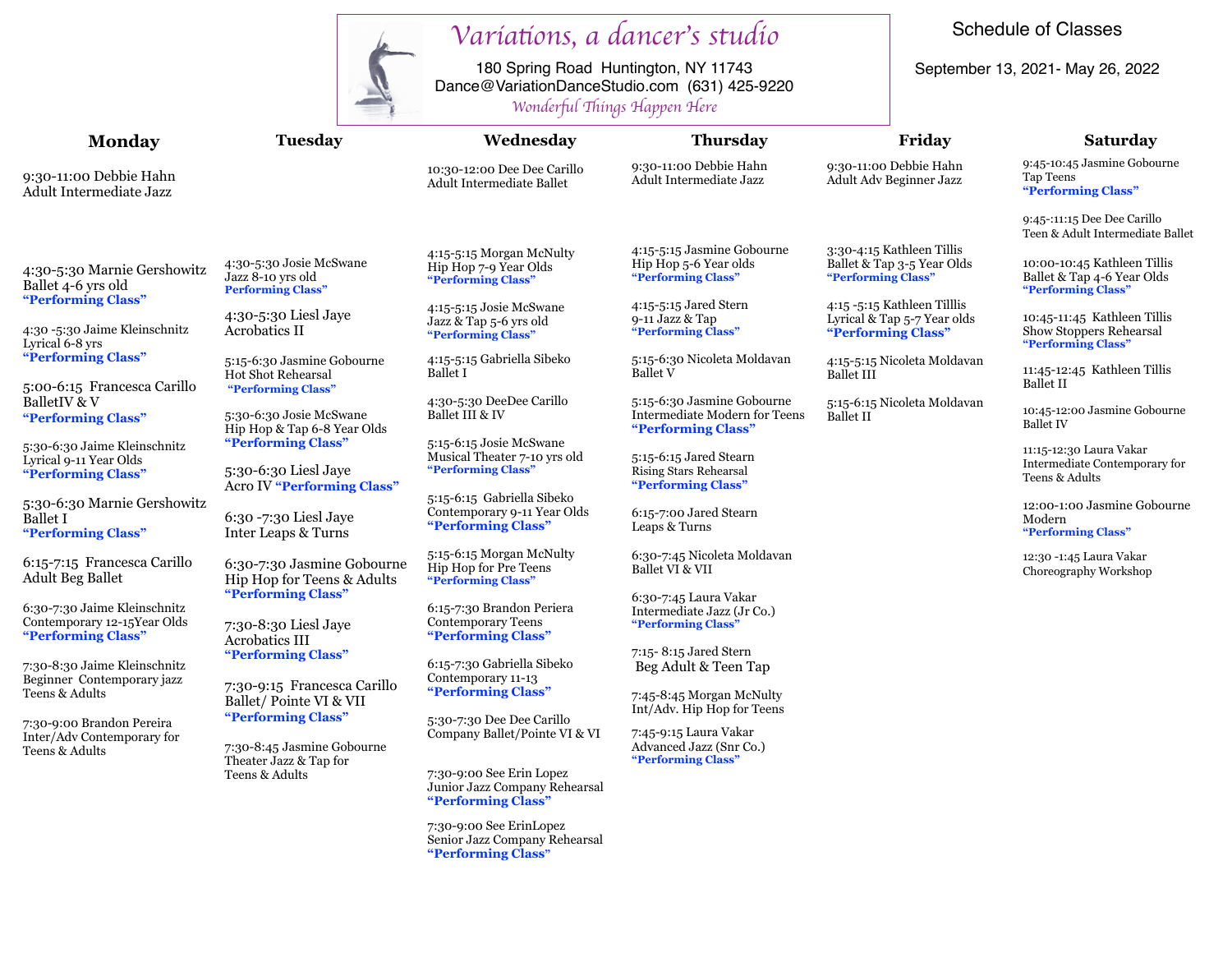# Variations, a dancer's studio

180 Spring Road  Huntington, NY 11743
Dance@VariationDanceStudio.com  (631) 425-9220
*Wonderful Things Happen Here*

Schedule of Classes

September 13, 2021- May 26, 2022

## Monday

9:30-11:00 Debbie Hahn
Adult Intermediate Jazz

4:30-5:30 Marnie Gershowitz
Ballet 4-6 yrs old
**"Performing Class"**

4:30 -5:30 Jaime Kleinschnitz
Lyrical 6-8 yrs
**"Performing Class"**

5:00-6:15  Francesca Carillo
BalletIV & V
**"Performing Class"**

5:30-6:30 Jaime Kleinschnitz
Lyrical 9-11 Year Olds
**"Performing Class"**

5:30-6:30 Marnie Gershowitz
Ballet I
**"Performing Class"**

6:15-7:15  Francesca Carillo
Adult Beg Ballet

6:30-7:30 Jaime Kleinschnitz
Contemporary 12-15Year Olds
**"Performing Class"**

7:30-8:30 Jaime Kleinschnitz
Beginner  Contemporary jazz
Teens & Adults

7:30-9:00 Brandon Pereira
Inter/Adv Contemporary for
Teens & Adults

## Tuesday

4:30-5:30 Josie McSwane
Jazz 8-10 yrs old
**Performing Class"**

4:30-5:30 Liesl Jaye
Acrobatics II

5:15-6:30 Jasmine Gobourne
Hot Shot Rehearsal
**"Performing Class"**

5:30-6:30 Josie McSwane
Hip Hop & Tap 6-8 Year Olds
**"Performing Class"**

5:30-6:30 Liesl Jaye
Acro IV **"Performing Class"**

6:30 -7:30 Liesl Jaye
Inter Leaps & Turns

6:30-7:30 Jasmine Gobourne
Hip Hop for Teens & Adults
**"Performing Class"**

7:30-8:30 Liesl Jaye
Acrobatics III
**"Performing Class"**

7:30-9:15  Francesca Carillo
Ballet/ Pointe VI & VII
**"Performing Class"**

7:30-8:45 Jasmine Gobourne
Theater Jazz & Tap for
Teens & Adults

## Wednesday

10:30-12:00 Dee Dee Carillo
Adult Intermediate Ballet

4:15-5:15 Morgan McNulty
Hip Hop 7-9 Year Olds
**"Performing Class"**

4:15-5:15 Josie McSwane
Jazz & Tap 5-6 yrs old
**"Performing Class"**

4:15-5:15 Gabriella Sibeko
Ballet I

4:30-5:30 DeeDee Carillo
Ballet III & IV

5:15-6:15 Josie McSwane
Musical Theater 7-10 yrs old
**"Performing Class"**

5:15-6:15  Gabriella Sibeko
Contemporary 9-11 Year Olds
**"Performing Class"**

5:15-6:15 Morgan McNulty
Hip Hop for Pre Teens
**"Performing Class"**

6:15-7:30 Brandon Periera
Contemporary Teens
**"Performing Class"**

6:15-7:30 Gabriella Sibeko
Contemporary 11-13
**"Performing Class"**

5:30-7:30 Dee Dee Carillo
Company Ballet/Pointe VI & VI

7:30-9:00 See Erin Lopez
Junior Jazz Company Rehearsal
**"Performing Class"**

7:30-9:00 See ErinLopez
Senior Jazz Company Rehearsal
**"Performing Class"**

## Thursday

9:30-11:00 Debbie Hahn
Adult Intermediate Jazz

4:15-5:15 Jasmine Gobourne
Hip Hop 5-6 Year olds
**"Performing Class"**

4:15-5:15 Jared Stern
9-11 Jazz & Tap
**"Performing Class"**

5:15-6:30 Nicoleta Moldavan
Ballet V

5:15-6:30 Jasmine Gobourne
Intermediate Modern for Teens
**"Performing Class"**

5:15-6:15 Jared Stearn
Rising Stars Rehearsal
**"Performing Class"**

6:15-7:00 Jared Stearn
Leaps & Turns

6:30-7:45 Nicoleta Moldavan
Ballet VI & VII

6:30-7:45 Laura Vakar
Intermediate Jazz (Jr Co.)
**"Performing Class"**

7:15- 8:15 Jared Stern
Beg Adult & Teen Tap

7:45-8:45 Morgan McNulty
Int/Adv. Hip Hop for Teens

7:45-9:15 Laura Vakar
Advanced Jazz (Snr Co.)
**"Performing Class"**

## Friday

9:30-11:00 Debbie Hahn
Adult Adv Beginner Jazz

3:30-4:15 Kathleen Tillis
Ballet & Tap 3-5 Year Olds
**"Performing Class"**

4:15 -5:15 Kathleen Tilllis
Lyrical & Tap 5-7 Year olds
**"Performing Class"**

4:15-5:15 Nicoleta Moldavan
Ballet III

5:15-6:15 Nicoleta Moldavan
Ballet II

## Saturday

9:45-10:45 Jasmine Gobourne
Tap Teens
**"Performing Class"**

9:45-:11:15 Dee Dee Carillo
Teen & Adult Intermediate Ballet

10:00-10:45 Kathleen Tillis
Ballet & Tap 4-6 Year Olds
**"Performing Class"**

10:45-11:45  Kathleen Tillis
Show Stoppers Rehearsal
**"Performing Class"**

11:45-12:45  Kathleen Tillis
Ballet II

10:45-12:00 Jasmine Gobourne
Ballet IV

11:15-12:30 Laura Vakar
Intermediate Contemporary for
Teens & Adults

12:00-1:00 Jasmine Gobourne
Modern
**"Performing Class"**

12:30 -1:45 Laura Vakar
Choreography Workshop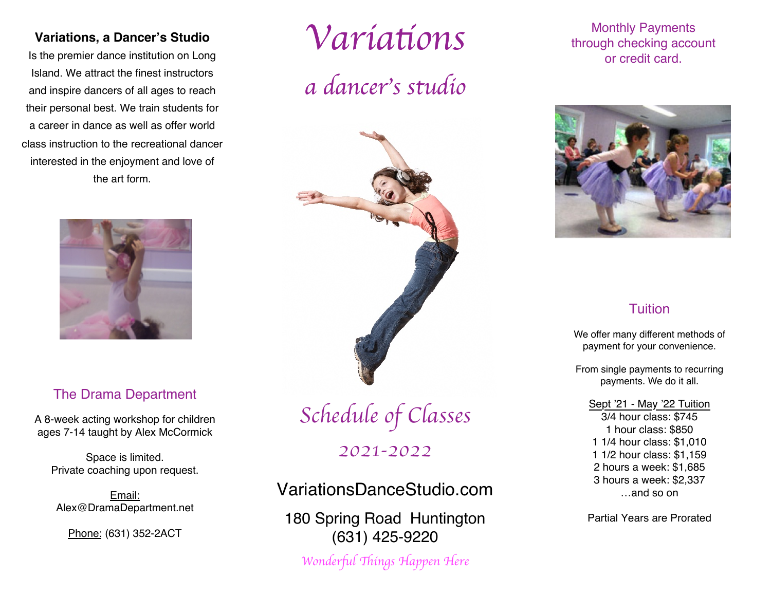**Variations, a Dancer's Studio**

Is the premier dance institution on Long Island. We attract the finest instructors and inspire dancers of all ages to reach their personal best. We train students for a career in dance as well as offer world class instruction to the recreational dancer interested in the enjoyment and love of the art form.

## The Drama Department

A 8-week acting workshop for children ages 7-14 taught by Alex McCormick

Space is limited.
Private coaching upon request.

Email:
Alex@DramaDepartment.net

Phone: (631) 352-2ACT

# Variations

## a dancer's studio

## Schedule of Classes

## 2021-2022

VariationsDanceStudio.com

180 Spring Road Huntington
(631) 425-9220

*Wonderful Things Happen Here*

Monthly Payments through checking account or credit card.

## Tuition

We offer many different methods of payment for your convenience.

From single payments to recurring payments. We do it all.

Sept '21 - May '22 Tuition
3/4 hour class: $745
1 hour class: $850
1 1/4 hour class: $1,010
1 1/2 hour class: $1,159
2 hours a week: $1,685
3 hours a week: $2,337
…and so on

Partial Years are Prorated